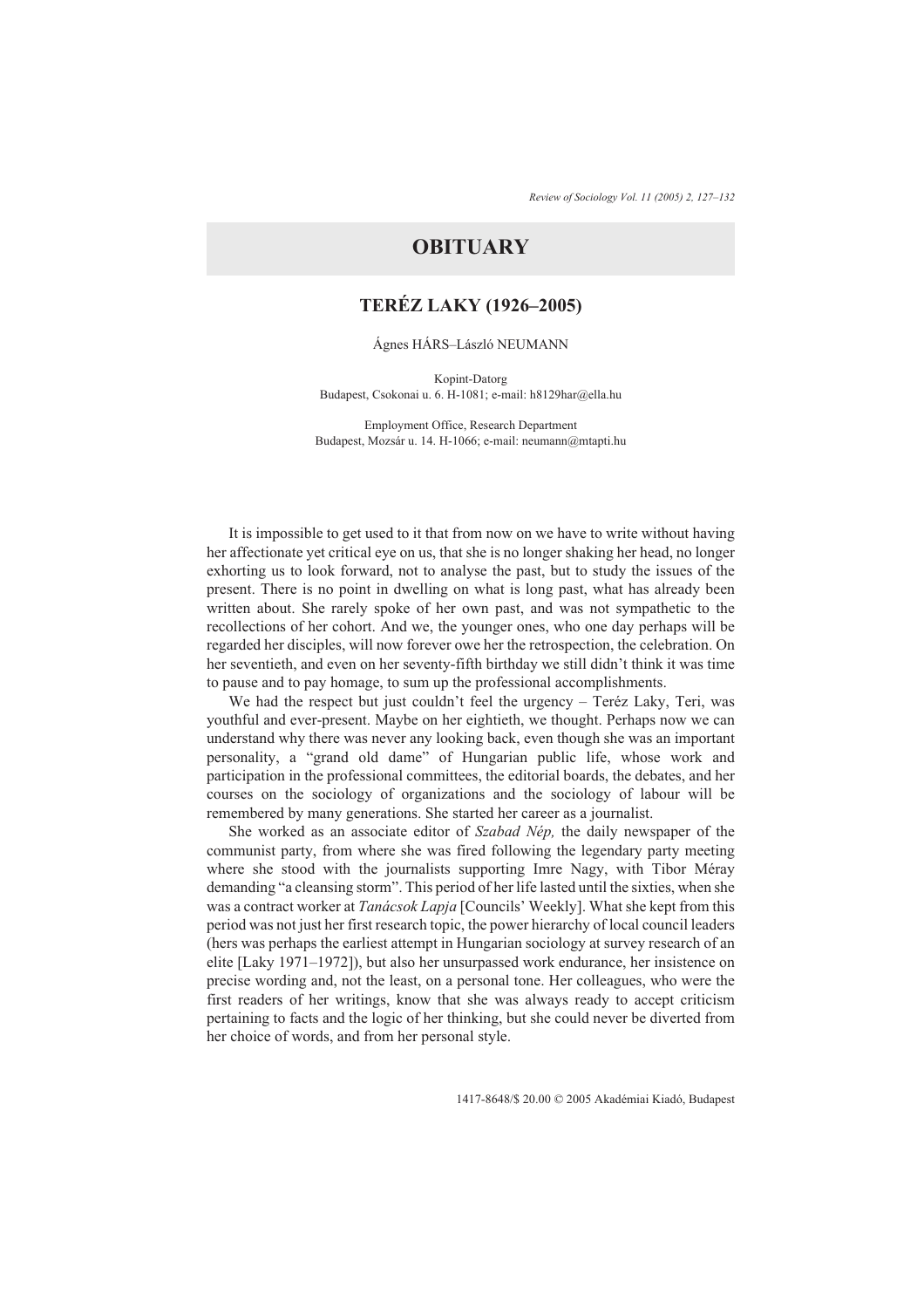# OBITUARY

## TERÉZ LAKY (1926–2005)

Ágnes HÁRS–László NEUMANN

Kopint-Datorg
Budapest, Csokonai u. 6. H-1081; e-mail: h8129har@ella.hu

Employment Office, Research Department
Budapest, Mozsár u. 14. H-1066; e-mail: neumann@mtapti.hu

It is impossible to get used to it that from now on we have to write without having her affectionate yet critical eye on us, that she is no longer shaking her head, no longer exhorting us to look forward, not to analyse the past, but to study the issues of the present. There is no point in dwelling on what is long past, what has already been written about. She rarely spoke of her own past, and was not sympathetic to the recollections of her cohort. And we, the younger ones, who one day perhaps will be regarded her disciples, will now forever owe her the retrospection, the celebration. On her seventieth, and even on her seventy-fifth birthday we still didn't think it was time to pause and to pay homage, to sum up the professional accomplishments.

We had the respect but just couldn't feel the urgency – Teréz Laky, Teri, was youthful and ever-present. Maybe on her eightieth, we thought. Perhaps now we can understand why there was never any looking back, even though she was an important personality, a "grand old dame" of Hungarian public life, whose work and participation in the professional committees, the editorial boards, the debates, and her courses on the sociology of organizations and the sociology of labour will be remembered by many generations. She started her career as a journalist.

She worked as an associate editor of *Szabad Nép,* the daily newspaper of the communist party, from where she was fired following the legendary party meeting where she stood with the journalists supporting Imre Nagy, with Tibor Méray demanding "a cleansing storm". This period of her life lasted until the sixties, when she was a contract worker at *Tanácsok Lapja* [Councils' Weekly]. What she kept from this period was not just her first research topic, the power hierarchy of local council leaders (hers was perhaps the earliest attempt in Hungarian sociology at survey research of an elite [Laky 1971–1972]), but also her unsurpassed work endurance, her insistence on precise wording and, not the least, on a personal tone. Her colleagues, who were the first readers of her writings, know that she was always ready to accept criticism pertaining to facts and the logic of her thinking, but she could never be diverted from her choice of words, and from her personal style.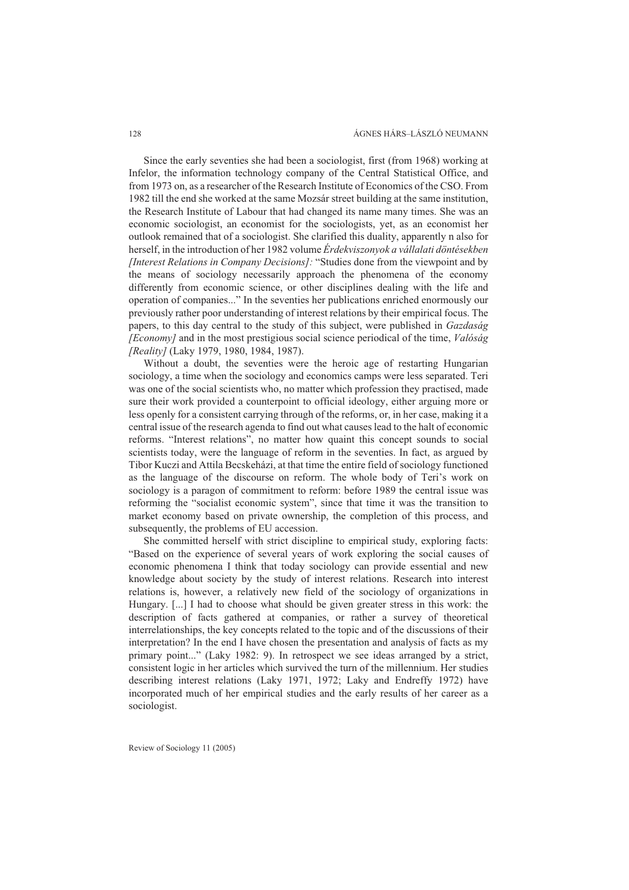Since the early seventies she had been a sociologist, first (from 1968) working at Infelor, the information technology company of the Central Statistical Office, and from 1973 on, as a researcher of the Research Institute of Economics of the CSO. From 1982 till the end she worked at the same Mozsár street building at the same institution, the Research Institute of Labour that had changed its name many times. She was an economic sociologist, an economist for the sociologists, yet, as an economist her outlook remained that of a sociologist. She clarified this duality, apparently n also for herself, in the introduction of her 1982 volume *Érdekviszonyok a vállalati döntésekben [Interest Relations in Company Decisions]:* "Studies done from the viewpoint and by the means of sociology necessarily approach the phenomena of the economy differently from economic science, or other disciplines dealing with the life and operation of companies..." In the seventies her publications enriched enormously our previously rather poor understanding of interest relations by their empirical focus. The papers, to this day central to the study of this subject, were published in *Gazdaság [Economy]* and in the most prestigious social science periodical of the time, *Valóság [Reality]* (Laky 1979, 1980, 1984, 1987).

Without a doubt, the seventies were the heroic age of restarting Hungarian sociology, a time when the sociology and economics camps were less separated. Teri was one of the social scientists who, no matter which profession they practised, made sure their work provided a counterpoint to official ideology, either arguing more or less openly for a consistent carrying through of the reforms, or, in her case, making it a central issue of the research agenda to find out what causes lead to the halt of economic reforms. "Interest relations", no matter how quaint this concept sounds to social scientists today, were the language of reform in the seventies. In fact, as argued by Tibor Kuczi and Attila Becskeházi, at that time the entire field of sociology functioned as the language of the discourse on reform. The whole body of Teri's work on sociology is a paragon of commitment to reform: before 1989 the central issue was reforming the "socialist economic system", since that time it was the transition to market economy based on private ownership, the completion of this process, and subsequently, the problems of EU accession.

She committed herself with strict discipline to empirical study, exploring facts: "Based on the experience of several years of work exploring the social causes of economic phenomena I think that today sociology can provide essential and new knowledge about society by the study of interest relations. Research into interest relations is, however, a relatively new field of the sociology of organizations in Hungary. [...] I had to choose what should be given greater stress in this work: the description of facts gathered at companies, or rather a survey of theoretical interrelationships, the key concepts related to the topic and of the discussions of their interpretation? In the end I have chosen the presentation and analysis of facts as my primary point..." (Laky 1982: 9). In retrospect we see ideas arranged by a strict, consistent logic in her articles which survived the turn of the millennium. Her studies describing interest relations (Laky 1971, 1972; Laky and Endreffy 1972) have incorporated much of her empirical studies and the early results of her career as a sociologist.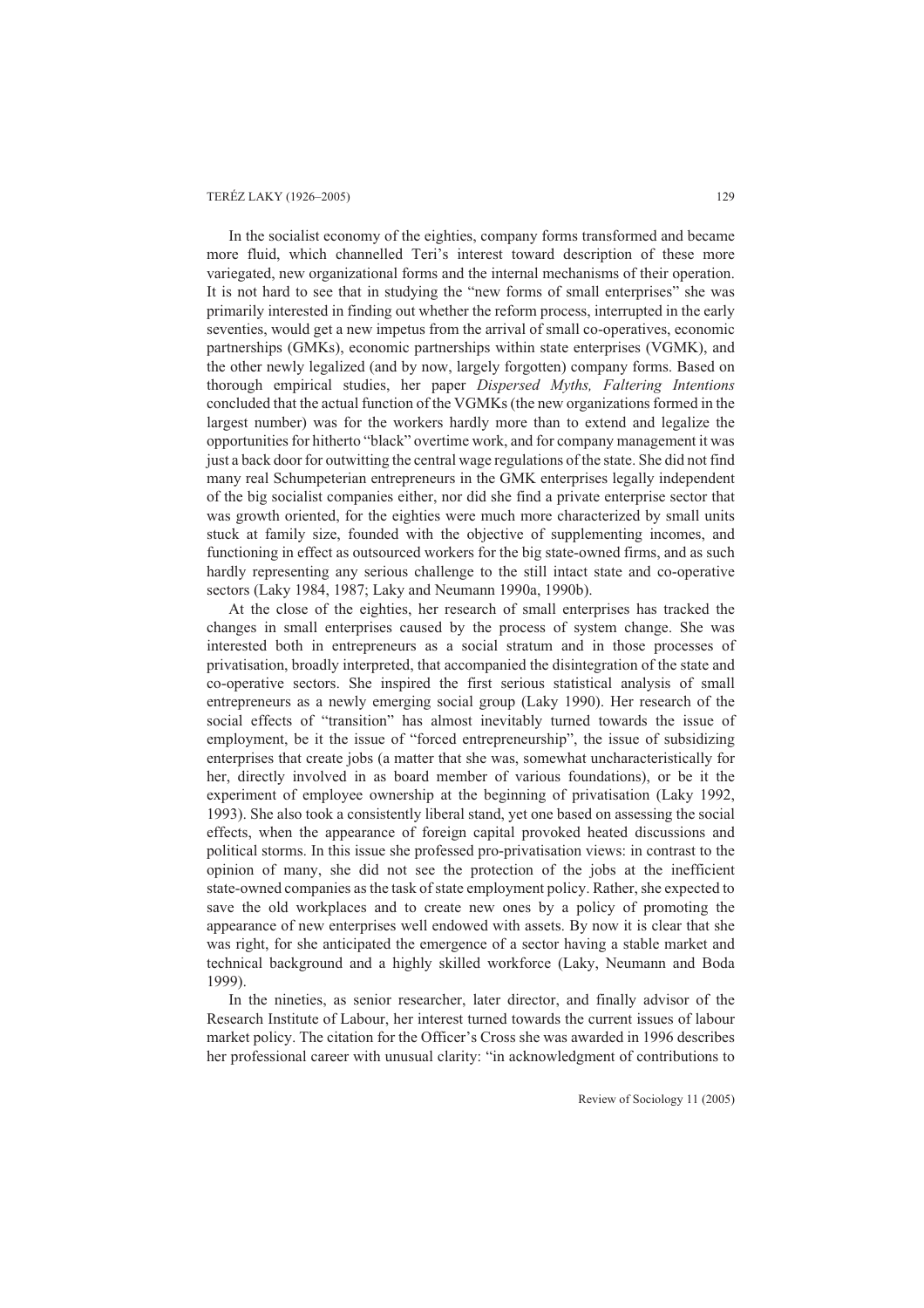In the socialist economy of the eighties, company forms transformed and became more fluid, which channelled Teri's interest toward description of these more variegated, new organizational forms and the internal mechanisms of their operation. It is not hard to see that in studying the "new forms of small enterprises" she was primarily interested in finding out whether the reform process, interrupted in the early seventies, would get a new impetus from the arrival of small co-operatives, economic partnerships (GMKs), economic partnerships within state enterprises (VGMK), and the other newly legalized (and by now, largely forgotten) company forms. Based on thorough empirical studies, her paper *Dispersed Myths, Faltering Intentions* concluded that the actual function of the VGMKs (the new organizations formed in the largest number) was for the workers hardly more than to extend and legalize the opportunities for hitherto "black" overtime work, and for company management it was just a back door for outwitting the central wage regulations of the state. She did not find many real Schumpeterian entrepreneurs in the GMK enterprises legally independent of the big socialist companies either, nor did she find a private enterprise sector that was growth oriented, for the eighties were much more characterized by small units stuck at family size, founded with the objective of supplementing incomes, and functioning in effect as outsourced workers for the big state-owned firms, and as such hardly representing any serious challenge to the still intact state and co-operative sectors (Laky 1984, 1987; Laky and Neumann 1990a, 1990b).

At the close of the eighties, her research of small enterprises has tracked the changes in small enterprises caused by the process of system change. She was interested both in entrepreneurs as a social stratum and in those processes of privatisation, broadly interpreted, that accompanied the disintegration of the state and co-operative sectors. She inspired the first serious statistical analysis of small entrepreneurs as a newly emerging social group (Laky 1990). Her research of the social effects of "transition" has almost inevitably turned towards the issue of employment, be it the issue of "forced entrepreneurship", the issue of subsidizing enterprises that create jobs (a matter that she was, somewhat uncharacteristically for her, directly involved in as board member of various foundations), or be it the experiment of employee ownership at the beginning of privatisation (Laky 1992, 1993). She also took a consistently liberal stand, yet one based on assessing the social effects, when the appearance of foreign capital provoked heated discussions and political storms. In this issue she professed pro-privatisation views: in contrast to the opinion of many, she did not see the protection of the jobs at the inefficient state-owned companies as the task of state employment policy. Rather, she expected to save the old workplaces and to create new ones by a policy of promoting the appearance of new enterprises well endowed with assets. By now it is clear that she was right, for she anticipated the emergence of a sector having a stable market and technical background and a highly skilled workforce (Laky, Neumann and Boda 1999).

In the nineties, as senior researcher, later director, and finally advisor of the Research Institute of Labour, her interest turned towards the current issues of labour market policy. The citation for the Officer's Cross she was awarded in 1996 describes her professional career with unusual clarity: "in acknowledgment of contributions to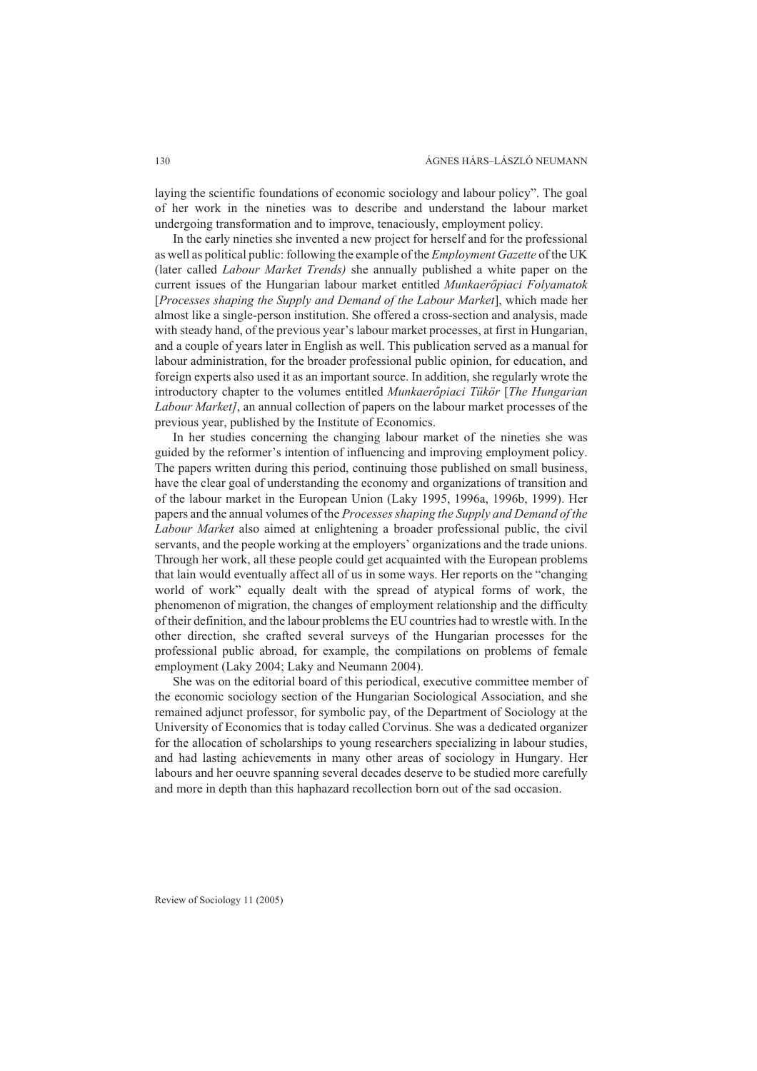laying the scientific foundations of economic sociology and labour policy". The goal of her work in the nineties was to describe and understand the labour market undergoing transformation and to improve, tenaciously, employment policy.

In the early nineties she invented a new project for herself and for the professional as well as political public: following the example of the *Employment Gazette* of the UK (later called *Labour Market Trends)* she annually published a white paper on the current issues of the Hungarian labour market entitled *Munkaerőpiaci Folyamatok* [*Processes shaping the Supply and Demand of the Labour Market*], which made her almost like a single-person institution. She offered a cross-section and analysis, made with steady hand, of the previous year's labour market processes, at first in Hungarian, and a couple of years later in English as well. This publication served as a manual for labour administration, for the broader professional public opinion, for education, and foreign experts also used it as an important source. In addition, she regularly wrote the introductory chapter to the volumes entitled *Munkaerőpiaci Tükör* [*The Hungarian Labour Market]*, an annual collection of papers on the labour market processes of the previous year, published by the Institute of Economics.

In her studies concerning the changing labour market of the nineties she was guided by the reformer's intention of influencing and improving employment policy. The papers written during this period, continuing those published on small business, have the clear goal of understanding the economy and organizations of transition and of the labour market in the European Union (Laky 1995, 1996a, 1996b, 1999). Her papers and the annual volumes of the *Processes shaping the Supply and Demand of the Labour Market* also aimed at enlightening a broader professional public, the civil servants, and the people working at the employers' organizations and the trade unions. Through her work, all these people could get acquainted with the European problems that lain would eventually affect all of us in some ways. Her reports on the "changing world of work" equally dealt with the spread of atypical forms of work, the phenomenon of migration, the changes of employment relationship and the difficulty of their definition, and the labour problems the EU countries had to wrestle with. In the other direction, she crafted several surveys of the Hungarian processes for the professional public abroad, for example, the compilations on problems of female employment (Laky 2004; Laky and Neumann 2004).

She was on the editorial board of this periodical, executive committee member of the economic sociology section of the Hungarian Sociological Association, and she remained adjunct professor, for symbolic pay, of the Department of Sociology at the University of Economics that is today called Corvinus. She was a dedicated organizer for the allocation of scholarships to young researchers specializing in labour studies, and had lasting achievements in many other areas of sociology in Hungary. Her labours and her oeuvre spanning several decades deserve to be studied more carefully and more in depth than this haphazard recollection born out of the sad occasion.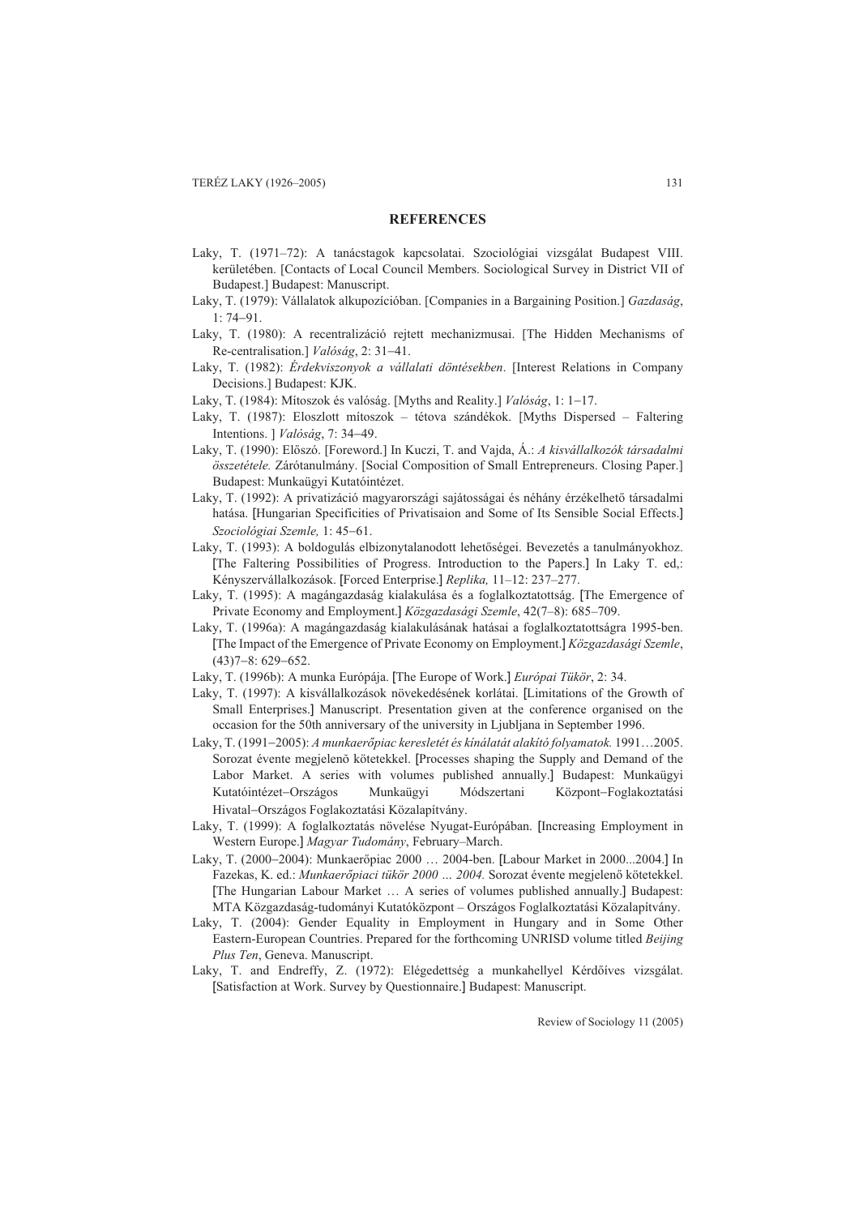## REFERENCES

Laky, T. (1971–72): A tanácstagok kapcsolatai. Szociológiai vizsgálat Budapest VIII. kerületében. [Contacts of Local Council Members. Sociological Survey in District VII of Budapest.] Budapest: Manuscript.

Laky, T. (1979): Vállalatok alkupozícióban. [Companies in a Bargaining Position.] *Gazdaság*, 1: 74–91.

Laky, T. (1980): A recentralizáció rejtett mechanizmusai. [The Hidden Mechanisms of Re-centralisation.] *Valóság*, 2: 31–41.

Laky, T. (1982): *Érdekviszonyok a vállalati döntésekben*. [Interest Relations in Company Decisions.] Budapest: KJK.

Laky, T. (1984): Mítoszok és valóság. [Myths and Reality.] *Valóság*, 1: 1–17.

Laky, T. (1987): Eloszlott mítoszok – tétova szándékok. [Myths Dispersed – Faltering Intentions. ] *Valóság*, 7: 34–49.

Laky, T. (1990): Előszó. [Foreword.] In Kuczi, T. and Vajda, Á.: *A kisvállalkozók társadalmi összetétele.* Zárótanulmány. [Social Composition of Small Entrepreneurs. Closing Paper.] Budapest: Munkaügyi Kutatóintézet.

Laky, T. (1992): A privatizáció magyarországi sajátosságai és néhány érzékelhető társadalmi hatása. [Hungarian Specificities of Privatisaion and Some of Its Sensible Social Effects.] *Szociológiai Szemle,* 1: 45–61.

Laky, T. (1993): A boldogulás elbizonytalanodott lehetőségei. Bevezetés a tanulmányokhoz. [The Faltering Possibilities of Progress. Introduction to the Papers.] In Laky T. ed,: Kényszervállalkozások. [Forced Enterprise.] *Replika,* 11–12: 237–277.

Laky, T. (1995): A magángazdaság kialakulása és a foglalkoztatottság. [The Emergence of Private Economy and Employment.] *Közgazdasági Szemle*, 42(7–8): 685–709.

Laky, T. (1996a): A magángazdaság kialakulásának hatásai a foglalkoztatottságra 1995-ben. [The Impact of the Emergence of Private Economy on Employment.] *Közgazdasági Szemle*, (43)7–8: 629–652.

Laky, T. (1996b): A munka Európája. [The Europe of Work.] *Európai Tükör*, 2: 34.

Laky, T. (1997): A kisvállalkozások növekedésének korlátai. [Limitations of the Growth of Small Enterprises.] Manuscript. Presentation given at the conference organised on the occasion for the 50th anniversary of the university in Ljubljana in September 1996.

Laky, T. (1991–2005): *A munkaerőpiac keresletét és kínálatát alakító folyamatok.* 1991…2005. Sorozat évente megjelenõ kötetekkel. [Processes shaping the Supply and Demand of the Labor Market. A series with volumes published annually.] Budapest: Munkaügyi Kutatóintézet–Országos Munkaügyi Módszertani Központ–Foglakoztatási Hivatal–Országos Foglalkoztatási Közalapítvány.

Laky, T. (1999): A foglalkoztatás növelése Nyugat-Európában. [Increasing Employment in Western Europe.] *Magyar Tudomány*, February–March.

Laky, T. (2000–2004): Munkaerőpiac 2000 … 2004-ben. [Labour Market in 2000...2004.] In Fazekas, K. ed.: *Munkaerőpiaci tükör 2000 … 2004.* Sorozat évente megjelenő kötetekkel. [The Hungarian Labour Market … A series of volumes published annually.] Budapest: MTA Közgazdaság-tudományi Kutatóközpont – Országos Foglalkoztatási Közalapítvány.

Laky, T. (2004): Gender Equality in Employment in Hungary and in Some Other Eastern-European Countries. Prepared for the forthcoming UNRISD volume titled *Beijing Plus Ten*, Geneva. Manuscript.

Laky, T. and Endreffy, Z. (1972): Elégedettség a munkahellyel Kérdőíves vizsgálat. [Satisfaction at Work. Survey by Questionnaire.] Budapest: Manuscript.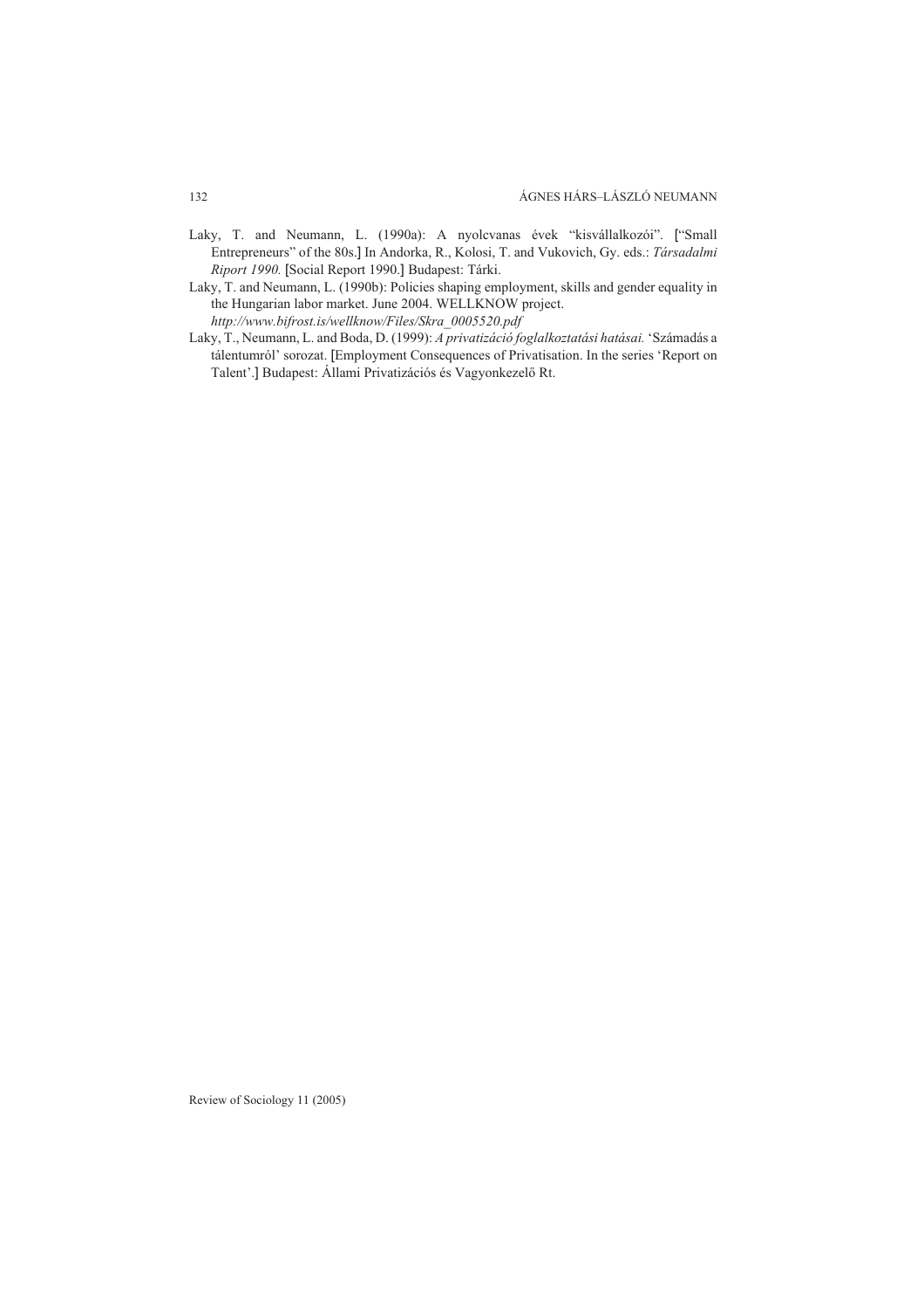Laky, T. and Neumann, L. (1990a): A nyolcvanas évek "kisvállalkozói". ["Small Entrepreneurs" of the 80s.] In Andorka, R., Kolosi, T. and Vukovich, Gy. eds.: *Társadalmi Riport 1990.* [Social Report 1990.] Budapest: Tárki.

Laky, T. and Neumann, L. (1990b): Policies shaping employment, skills and gender equality in the Hungarian labor market. June 2004. WELLKNOW project. *http://www.bifrost.is/wellknow/Files/Skra_0005520.pdf*

Laky, T., Neumann, L. and Boda, D. (1999): *A privatizáció foglalkoztatási hatásai.* 'Számadás a tálentumról' sorozat. [Employment Consequences of Privatisation. In the series 'Report on Talent'.] Budapest: Állami Privatizációs és Vagyonkezelő Rt.